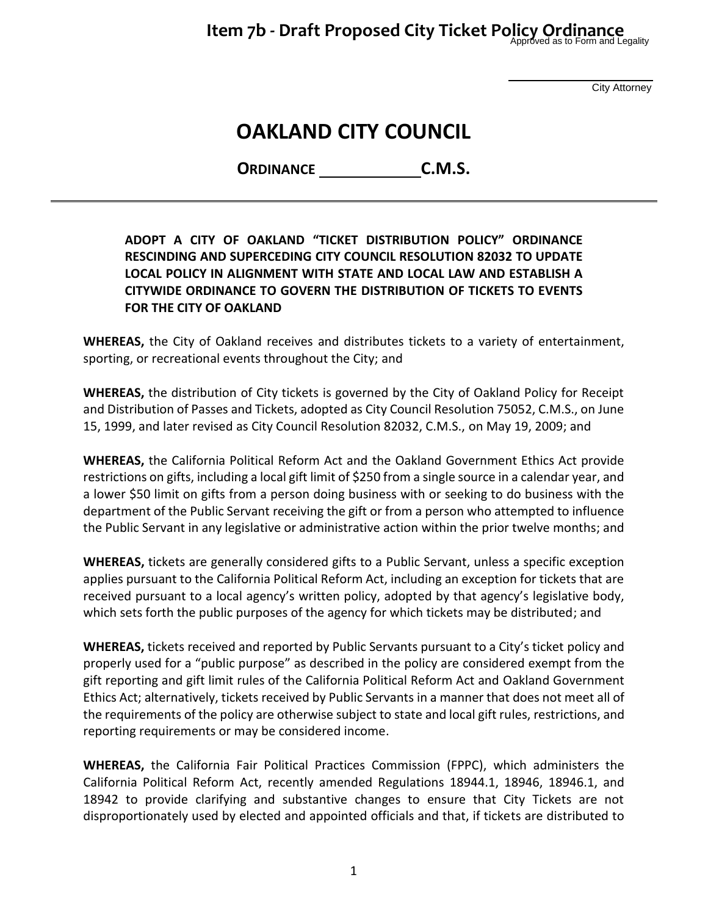Item 7b - Draft Proposed City Ticket Policy Ordinance

Approved as to Form and Legality

\_\_\_\_\_\_\_\_\_\_\_\_\_\_\_\_\_\_\_\_

City Attorney

# OAKLAND CITY COUNCIL

**ORDINANCE \_\_\_\_\_\_\_\_\_\_\_\_ C.M.S.**

---

**ADOPT A CITY OF OAKLAND "TICKET DISTRIBUTION POLICY" ORDINANCE RESCINDING AND SUPERCEDING CITY COUNCIL RESOLUTION 82032 TO UPDATE LOCAL POLICY IN ALIGNMENT WITH STATE AND LOCAL LAW AND ESTABLISH A CITYWIDE ORDINANCE TO GOVERN THE DISTRIBUTION OF TICKETS TO EVENTS FOR THE CITY OF OAKLAND**

**WHEREAS,** the City of Oakland receives and distributes tickets to a variety of entertainment, sporting, or recreational events throughout the City; and

**WHEREAS,** the distribution of City tickets is governed by the City of Oakland Policy for Receipt and Distribution of Passes and Tickets, adopted as City Council Resolution 75052, C.M.S., on June 15, 1999, and later revised as City Council Resolution 82032, C.M.S., on May 19, 2009; and

**WHEREAS,** the California Political Reform Act and the Oakland Government Ethics Act provide restrictions on gifts, including a local gift limit of $250 from a single source in a calendar year, and a lower $50 limit on gifts from a person doing business with or seeking to do business with the department of the Public Servant receiving the gift or from a person who attempted to influence the Public Servant in any legislative or administrative action within the prior twelve months; and

**WHEREAS,** tickets are generally considered gifts to a Public Servant, unless a specific exception applies pursuant to the California Political Reform Act, including an exception for tickets that are received pursuant to a local agency's written policy, adopted by that agency's legislative body, which sets forth the public purposes of the agency for which tickets may be distributed; and

**WHEREAS,** tickets received and reported by Public Servants pursuant to a City's ticket policy and properly used for a "public purpose" as described in the policy are considered exempt from the gift reporting and gift limit rules of the California Political Reform Act and Oakland Government Ethics Act; alternatively, tickets received by Public Servants in a manner that does not meet all of the requirements of the policy are otherwise subject to state and local gift rules, restrictions, and reporting requirements or may be considered income.

**WHEREAS,** the California Fair Political Practices Commission (FPPC), which administers the California Political Reform Act, recently amended Regulations 18944.1, 18946, 18946.1, and 18942 to provide clarifying and substantive changes to ensure that City Tickets are not disproportionately used by elected and appointed officials and that, if tickets are distributed to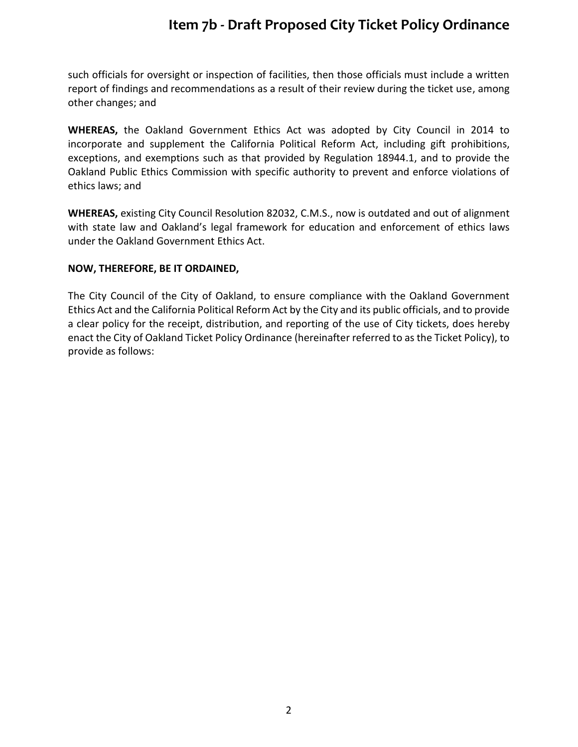such officials for oversight or inspection of facilities, then those officials must include a written report of findings and recommendations as a result of their review during the ticket use, among other changes; and

**WHEREAS,** the Oakland Government Ethics Act was adopted by City Council in 2014 to incorporate and supplement the California Political Reform Act, including gift prohibitions, exceptions, and exemptions such as that provided by Regulation 18944.1, and to provide the Oakland Public Ethics Commission with specific authority to prevent and enforce violations of ethics laws; and

**WHEREAS,** existing City Council Resolution 82032, C.M.S., now is outdated and out of alignment with state law and Oakland's legal framework for education and enforcement of ethics laws under the Oakland Government Ethics Act.

**NOW, THEREFORE, BE IT ORDAINED,**

The City Council of the City of Oakland, to ensure compliance with the Oakland Government Ethics Act and the California Political Reform Act by the City and its public officials, and to provide a clear policy for the receipt, distribution, and reporting of the use of City tickets, does hereby enact the City of Oakland Ticket Policy Ordinance (hereinafter referred to as the Ticket Policy), to provide as follows: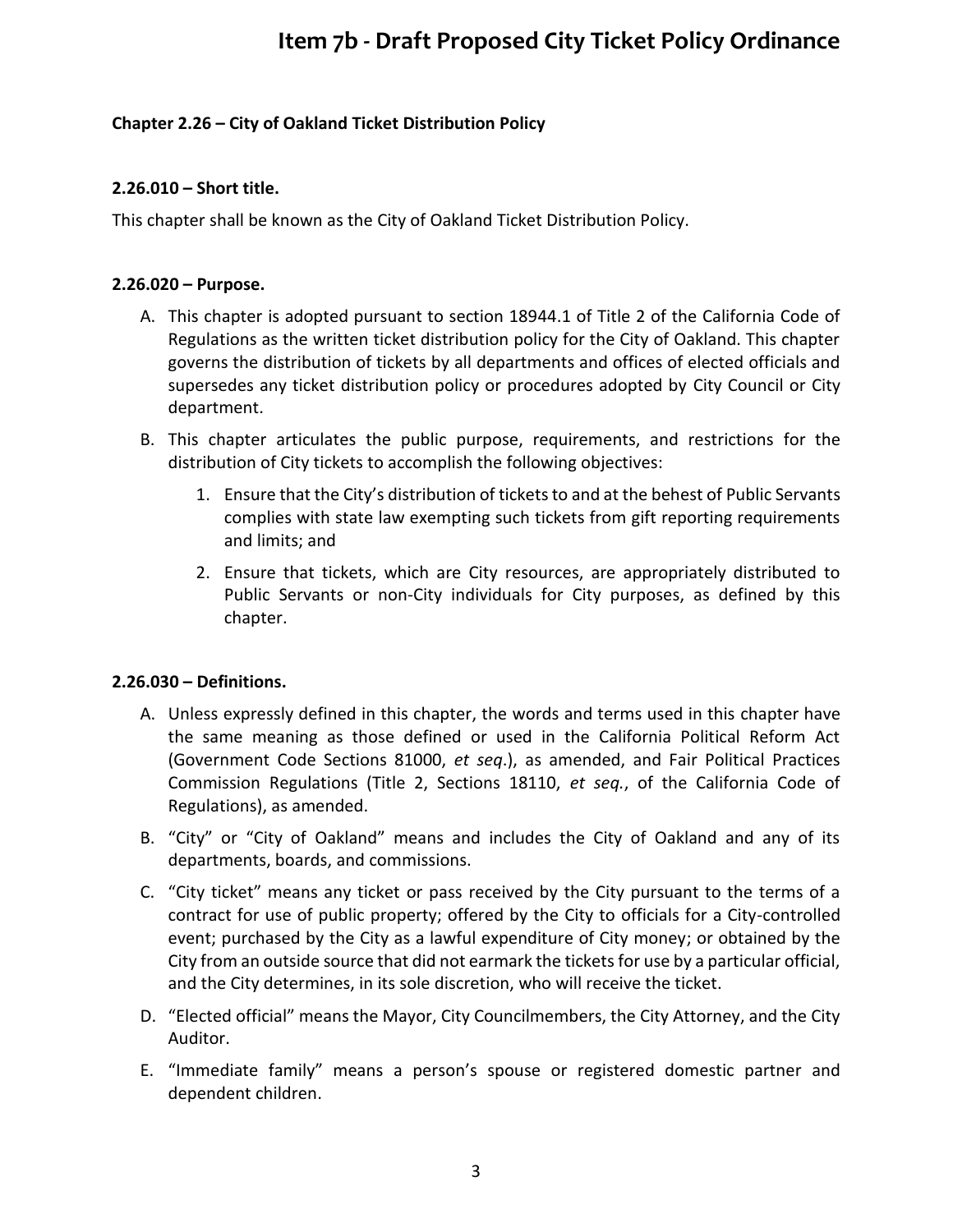# Item 7b - Draft Proposed City Ticket Policy Ordinance

**Chapter 2.26 – City of Oakland Ticket Distribution Policy**

**2.26.010 – Short title.**

This chapter shall be known as the City of Oakland Ticket Distribution Policy.

**2.26.020 – Purpose.**

A. This chapter is adopted pursuant to section 18944.1 of Title 2 of the California Code of Regulations as the written ticket distribution policy for the City of Oakland. This chapter governs the distribution of tickets by all departments and offices of elected officials and supersedes any ticket distribution policy or procedures adopted by City Council or City department.

B. This chapter articulates the public purpose, requirements, and restrictions for the distribution of City tickets to accomplish the following objectives:

   1. Ensure that the City's distribution of tickets to and at the behest of Public Servants complies with state law exempting such tickets from gift reporting requirements and limits; and

   2. Ensure that tickets, which are City resources, are appropriately distributed to Public Servants or non-City individuals for City purposes, as defined by this chapter.

**2.26.030 – Definitions.**

A. Unless expressly defined in this chapter, the words and terms used in this chapter have the same meaning as those defined or used in the California Political Reform Act (Government Code Sections 81000, *et seq*.), as amended, and Fair Political Practices Commission Regulations (Title 2, Sections 18110, *et seq.*, of the California Code of Regulations), as amended.

B. "City" or "City of Oakland" means and includes the City of Oakland and any of its departments, boards, and commissions.

C. "City ticket" means any ticket or pass received by the City pursuant to the terms of a contract for use of public property; offered by the City to officials for a City-controlled event; purchased by the City as a lawful expenditure of City money; or obtained by the City from an outside source that did not earmark the tickets for use by a particular official, and the City determines, in its sole discretion, who will receive the ticket.

D. "Elected official" means the Mayor, City Councilmembers, the City Attorney, and the City Auditor.

E. "Immediate family" means a person's spouse or registered domestic partner and dependent children.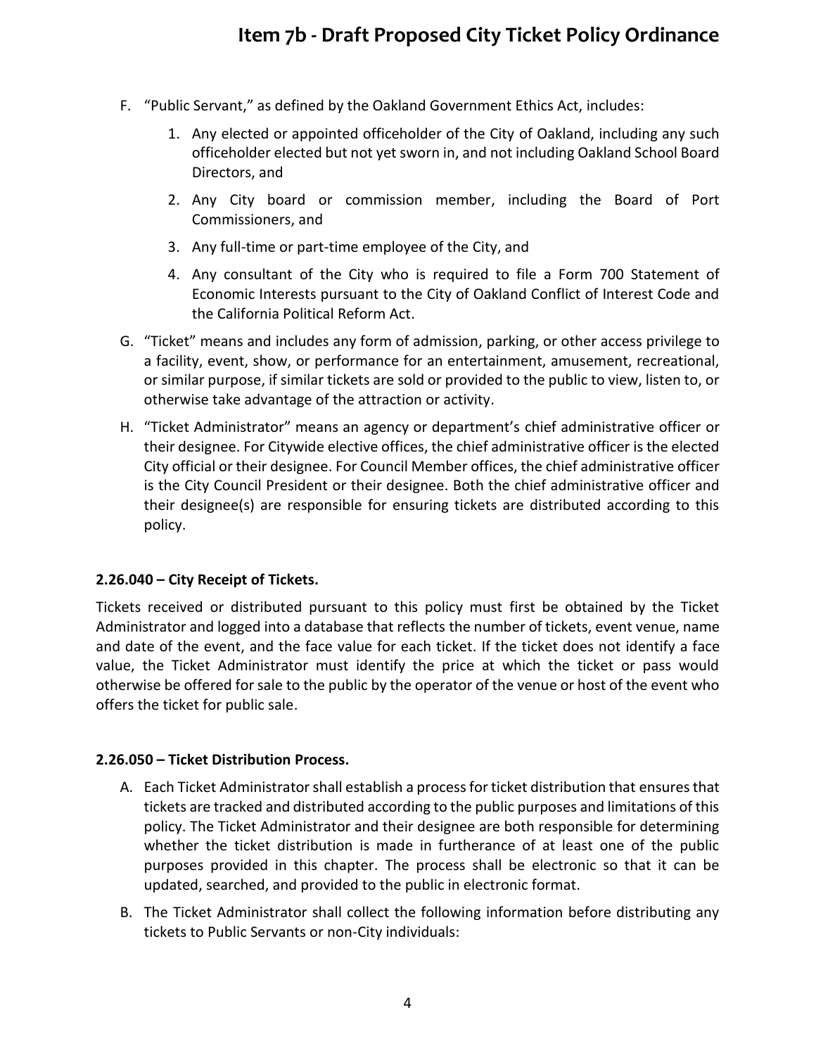F. “Public Servant,” as defined by the Oakland Government Ethics Act, includes:

   1. Any elected or appointed officeholder of the City of Oakland, including any such officeholder elected but not yet sworn in, and not including Oakland School Board Directors, and

   2. Any City board or commission member, including the Board of Port Commissioners, and

   3. Any full-time or part-time employee of the City, and

   4. Any consultant of the City who is required to file a Form 700 Statement of Economic Interests pursuant to the City of Oakland Conflict of Interest Code and the California Political Reform Act.

G. “Ticket” means and includes any form of admission, parking, or other access privilege to a facility, event, show, or performance for an entertainment, amusement, recreational, or similar purpose, if similar tickets are sold or provided to the public to view, listen to, or otherwise take advantage of the attraction or activity.

H. “Ticket Administrator” means an agency or department’s chief administrative officer or their designee. For Citywide elective offices, the chief administrative officer is the elected City official or their designee. For Council Member offices, the chief administrative officer is the City Council President or their designee. Both the chief administrative officer and their designee(s) are responsible for ensuring tickets are distributed according to this policy.

**2.26.040 – City Receipt of Tickets.**

Tickets received or distributed pursuant to this policy must first be obtained by the Ticket Administrator and logged into a database that reflects the number of tickets, event venue, name and date of the event, and the face value for each ticket. If the ticket does not identify a face value, the Ticket Administrator must identify the price at which the ticket or pass would otherwise be offered for sale to the public by the operator of the venue or host of the event who offers the ticket for public sale.

**2.26.050 – Ticket Distribution Process.**

A. Each Ticket Administrator shall establish a process for ticket distribution that ensures that tickets are tracked and distributed according to the public purposes and limitations of this policy. The Ticket Administrator and their designee are both responsible for determining whether the ticket distribution is made in furtherance of at least one of the public purposes provided in this chapter. The process shall be electronic so that it can be updated, searched, and provided to the public in electronic format.

B. The Ticket Administrator shall collect the following information before distributing any tickets to Public Servants or non-City individuals: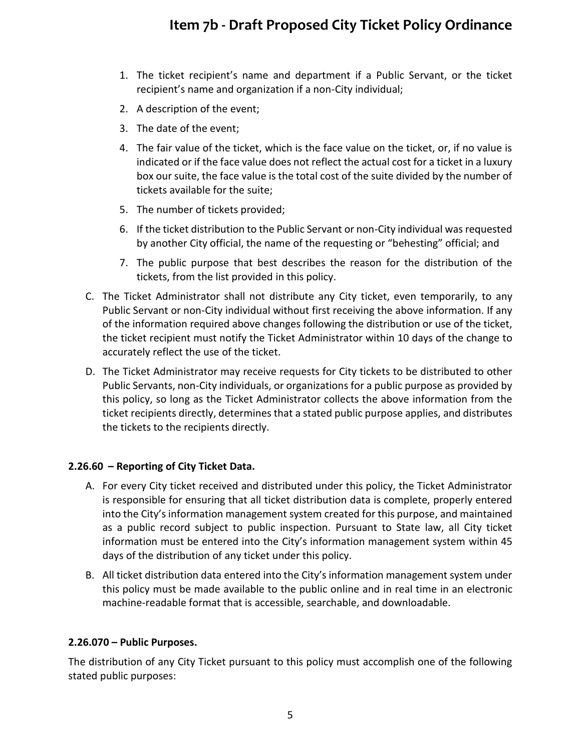1. The ticket recipient's name and department if a Public Servant, or the ticket recipient's name and organization if a non-City individual;
2. A description of the event;
3. The date of the event;
4. The fair value of the ticket, which is the face value on the ticket, or, if no value is indicated or if the face value does not reflect the actual cost for a ticket in a luxury box our suite, the face value is the total cost of the suite divided by the number of tickets available for the suite;
5. The number of tickets provided;
6. If the ticket distribution to the Public Servant or non-City individual was requested by another City official, the name of the requesting or "behesting" official; and
7. The public purpose that best describes the reason for the distribution of the tickets, from the list provided in this policy.

C. The Ticket Administrator shall not distribute any City ticket, even temporarily, to any Public Servant or non-City individual without first receiving the above information. If any of the information required above changes following the distribution or use of the ticket, the ticket recipient must notify the Ticket Administrator within 10 days of the change to accurately reflect the use of the ticket.

D. The Ticket Administrator may receive requests for City tickets to be distributed to other Public Servants, non-City individuals, or organizations for a public purpose as provided by this policy, so long as the Ticket Administrator collects the above information from the ticket recipients directly, determines that a stated public purpose applies, and distributes the tickets to the recipients directly.

**2.26.60 – Reporting of City Ticket Data.**

A. For every City ticket received and distributed under this policy, the Ticket Administrator is responsible for ensuring that all ticket distribution data is complete, properly entered into the City's information management system created for this purpose, and maintained as a public record subject to public inspection. Pursuant to State law, all City ticket information must be entered into the City's information management system within 45 days of the distribution of any ticket under this policy.

B. All ticket distribution data entered into the City's information management system under this policy must be made available to the public online and in real time in an electronic machine-readable format that is accessible, searchable, and downloadable.

**2.26.070 – Public Purposes.**

The distribution of any City Ticket pursuant to this policy must accomplish one of the following stated public purposes: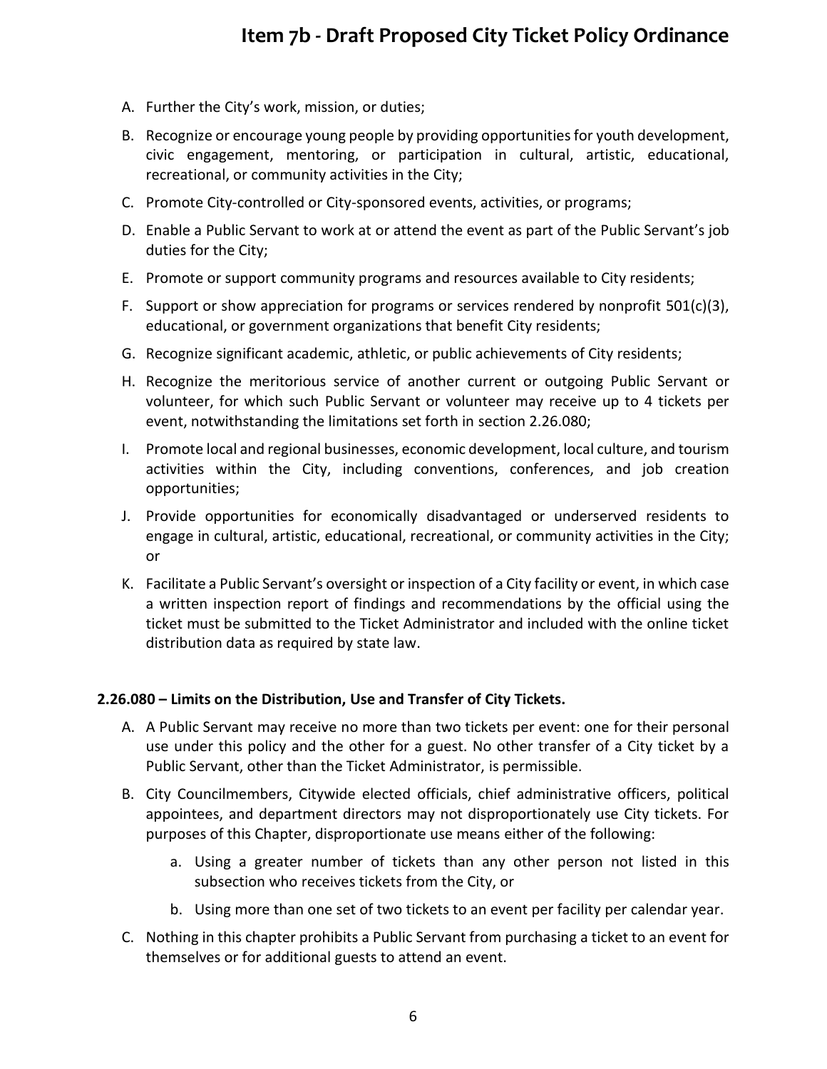A. Further the City's work, mission, or duties;

B. Recognize or encourage young people by providing opportunities for youth development, civic engagement, mentoring, or participation in cultural, artistic, educational, recreational, or community activities in the City;

C. Promote City-controlled or City-sponsored events, activities, or programs;

D. Enable a Public Servant to work at or attend the event as part of the Public Servant's job duties for the City;

E. Promote or support community programs and resources available to City residents;

F. Support or show appreciation for programs or services rendered by nonprofit 501(c)(3), educational, or government organizations that benefit City residents;

G. Recognize significant academic, athletic, or public achievements of City residents;

H. Recognize the meritorious service of another current or outgoing Public Servant or volunteer, for which such Public Servant or volunteer may receive up to 4 tickets per event, notwithstanding the limitations set forth in section 2.26.080;

I. Promote local and regional businesses, economic development, local culture, and tourism activities within the City, including conventions, conferences, and job creation opportunities;

J. Provide opportunities for economically disadvantaged or underserved residents to engage in cultural, artistic, educational, recreational, or community activities in the City; or

K. Facilitate a Public Servant's oversight or inspection of a City facility or event, in which case a written inspection report of findings and recommendations by the official using the ticket must be submitted to the Ticket Administrator and included with the online ticket distribution data as required by state law.

**2.26.080 – Limits on the Distribution, Use and Transfer of City Tickets.**

A. A Public Servant may receive no more than two tickets per event: one for their personal use under this policy and the other for a guest. No other transfer of a City ticket by a Public Servant, other than the Ticket Administrator, is permissible.

B. City Councilmembers, Citywide elected officials, chief administrative officers, political appointees, and department directors may not disproportionately use City tickets. For purposes of this Chapter, disproportionate use means either of the following:

   a. Using a greater number of tickets than any other person not listed in this subsection who receives tickets from the City, or

   b. Using more than one set of two tickets to an event per facility per calendar year.

C. Nothing in this chapter prohibits a Public Servant from purchasing a ticket to an event for themselves or for additional guests to attend an event.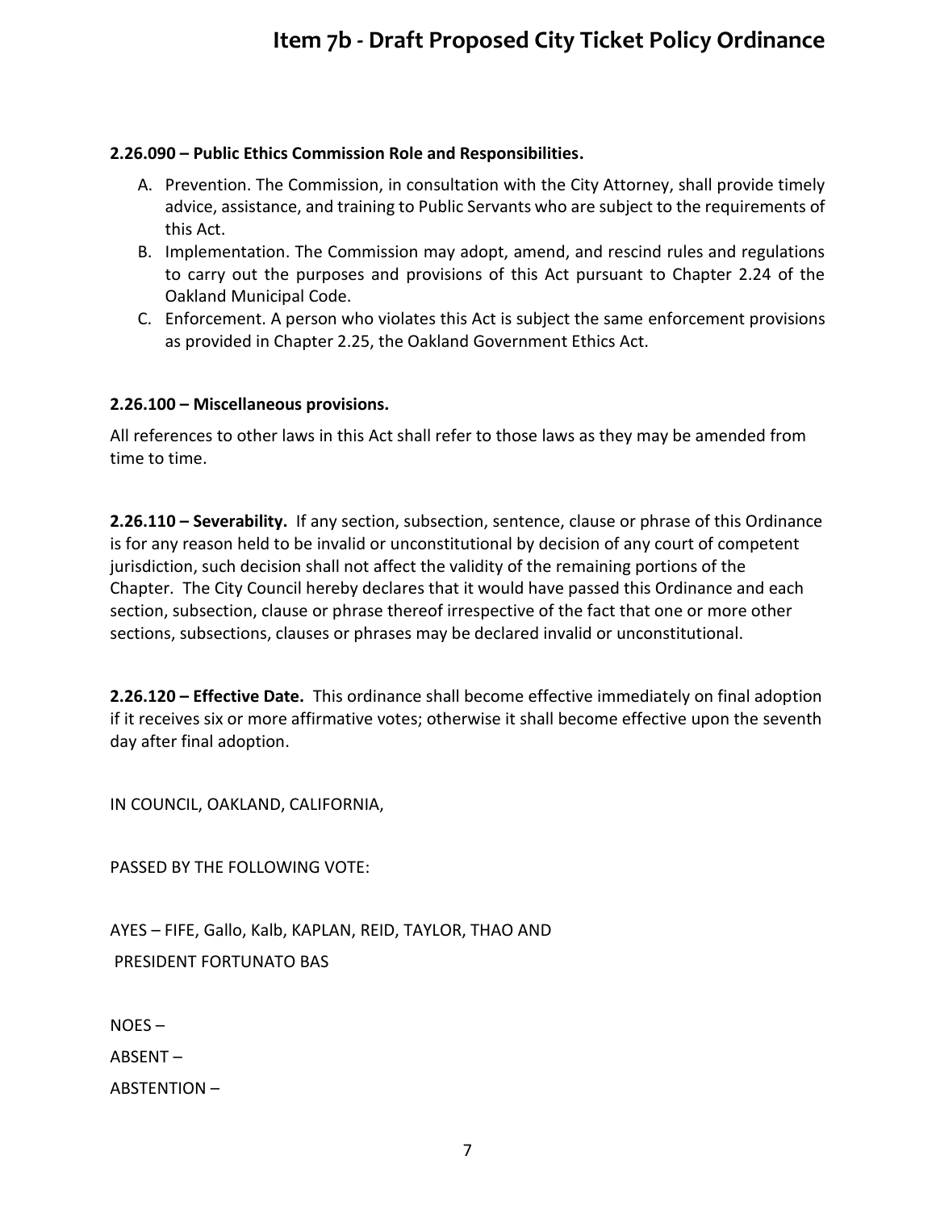**2.26.090 – Public Ethics Commission Role and Responsibilities.**

A. Prevention. The Commission, in consultation with the City Attorney, shall provide timely advice, assistance, and training to Public Servants who are subject to the requirements of this Act.
B. Implementation. The Commission may adopt, amend, and rescind rules and regulations to carry out the purposes and provisions of this Act pursuant to Chapter 2.24 of the Oakland Municipal Code.
C. Enforcement. A person who violates this Act is subject the same enforcement provisions as provided in Chapter 2.25, the Oakland Government Ethics Act.

**2.26.100 – Miscellaneous provisions.**

All references to other laws in this Act shall refer to those laws as they may be amended from time to time.

**2.26.110 – Severability.** If any section, subsection, sentence, clause or phrase of this Ordinance is for any reason held to be invalid or unconstitutional by decision of any court of competent jurisdiction, such decision shall not affect the validity of the remaining portions of the Chapter. The City Council hereby declares that it would have passed this Ordinance and each section, subsection, clause or phrase thereof irrespective of the fact that one or more other sections, subsections, clauses or phrases may be declared invalid or unconstitutional.

**2.26.120 – Effective Date.** This ordinance shall become effective immediately on final adoption if it receives six or more affirmative votes; otherwise it shall become effective upon the seventh day after final adoption.

IN COUNCIL, OAKLAND, CALIFORNIA,

PASSED BY THE FOLLOWING VOTE:

AYES – FIFE, Gallo, Kalb, KAPLAN, REID, TAYLOR, THAO AND
PRESIDENT FORTUNATO BAS

NOES –

ABSENT –

ABSTENTION –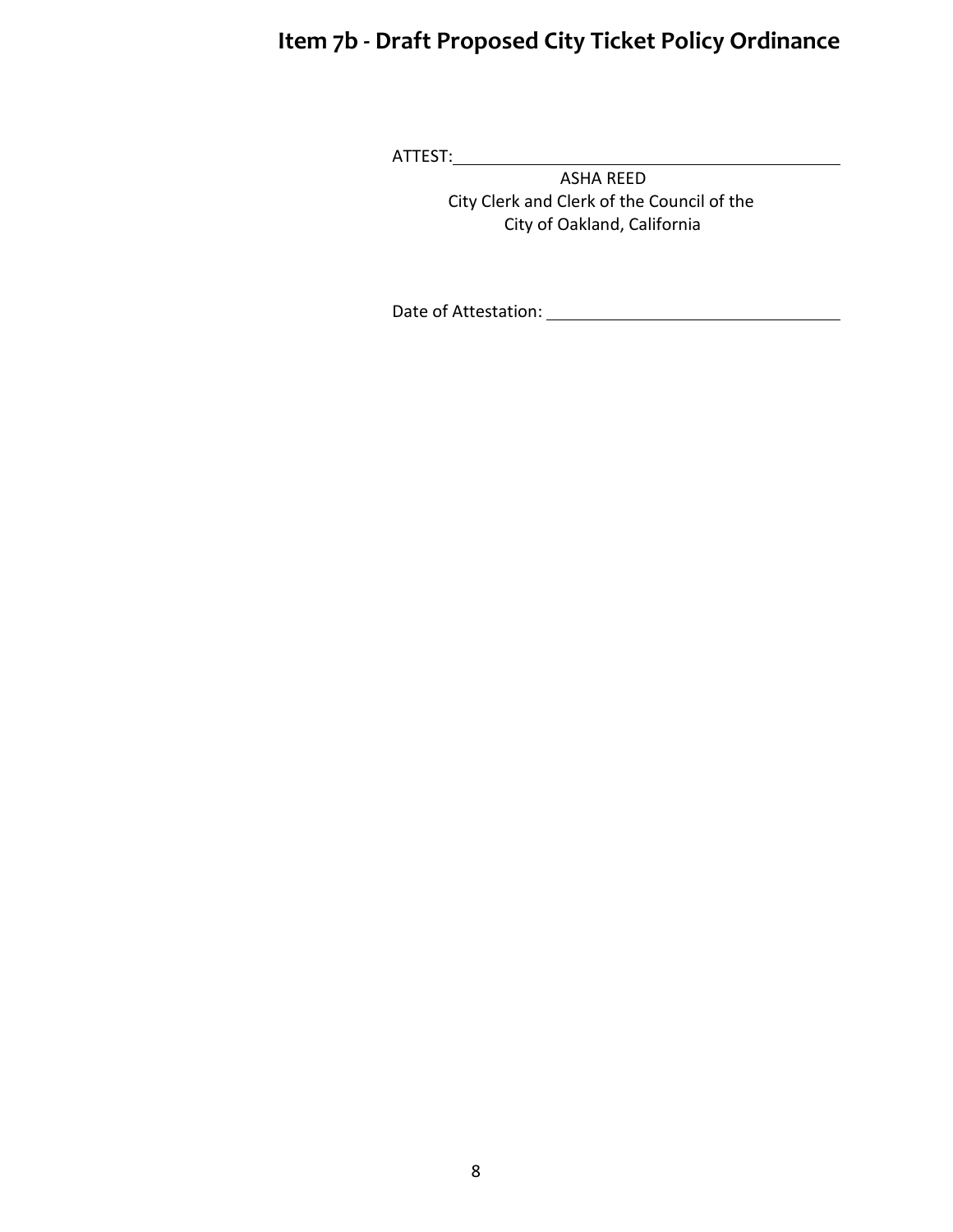ATTEST: ______________________________

ASHA REED
City Clerk and Clerk of the Council of the
City of Oakland, California

Date of Attestation: ______________________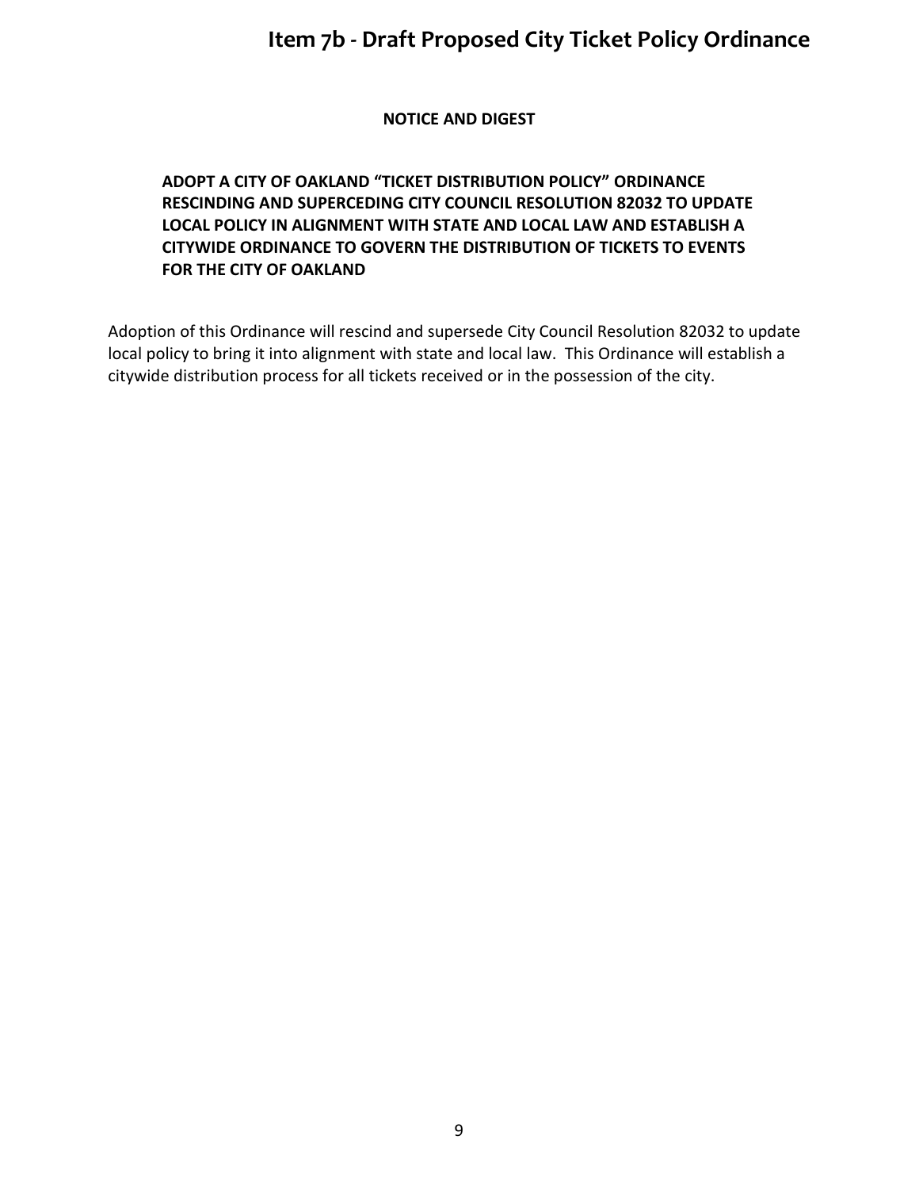# Item 7b - Draft Proposed City Ticket Policy Ordinance

**NOTICE AND DIGEST**

**ADOPT A CITY OF OAKLAND "TICKET DISTRIBUTION POLICY" ORDINANCE RESCINDING AND SUPERCEDING CITY COUNCIL RESOLUTION 82032 TO UPDATE LOCAL POLICY IN ALIGNMENT WITH STATE AND LOCAL LAW AND ESTABLISH A CITYWIDE ORDINANCE TO GOVERN THE DISTRIBUTION OF TICKETS TO EVENTS FOR THE CITY OF OAKLAND**

Adoption of this Ordinance will rescind and supersede City Council Resolution 82032 to update local policy to bring it into alignment with state and local law. This Ordinance will establish a citywide distribution process for all tickets received or in the possession of the city.